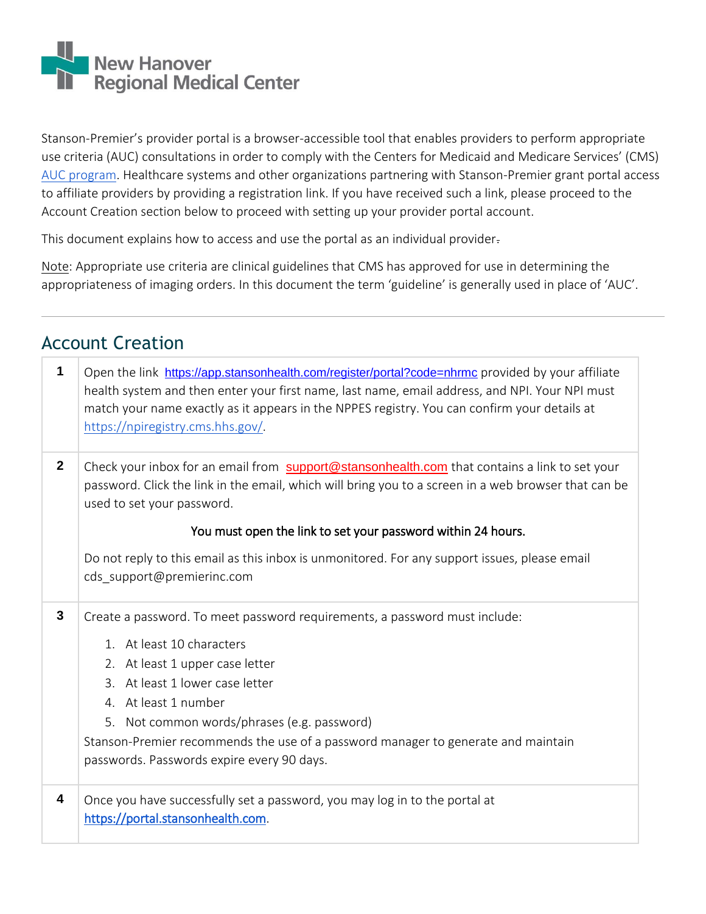New Hanover Regional Medical Center

Stanson-Premier's provider portal is a browser-accessible tool that enables providers to perform appropriate use criteria (AUC) consultations in order to comply with the Centers for Medicaid and Medicare Services' (CMS) AUC program. Healthcare systems and other organizations partnering with Stanson-Premier grant portal access to affiliate providers by providing a registration link. If you have received such a link, please proceed to the Account Creation section below to proceed with setting up your provider portal account.

This document explains how to access and use the portal as an individual provider.

Note: Appropriate use criteria are clinical guidelines that CMS has approved for use in determining the appropriateness of imaging orders. In this document the term 'guideline' is generally used in place of 'AUC'.

---

## Account Creation

| | |
|---|---|
| **1** | Open the link https://app.stansonhealth.com/register/portal?code=nhrmc provided by your affiliate health system and then enter your first name, last name, email address, and NPI. Your NPI must match your name exactly as it appears in the NPPES registry. You can confirm your details at https://npiregistry.cms.hhs.gov/. |
| **2** | Check your inbox for an email from support@stansonhealth.com that contains a link to set your password. Click the link in the email, which will bring you to a screen in a web browser that can be used to set your password.<br><br>You must open the link to set your password within 24 hours.<br><br>Do not reply to this email as this inbox is unmonitored. For any support issues, please email cds_support@premierinc.com |
| **3** | Create a password. To meet password requirements, a password must include:<br>1. At least 10 characters<br>2. At least 1 upper case letter<br>3. At least 1 lower case letter<br>4. At least 1 number<br>5. Not common words/phrases (e.g. password)<br>Stanson-Premier recommends the use of a password manager to generate and maintain passwords. Passwords expire every 90 days. |
| **4** | Once you have successfully set a password, you may log in to the portal at https://portal.stansonhealth.com. |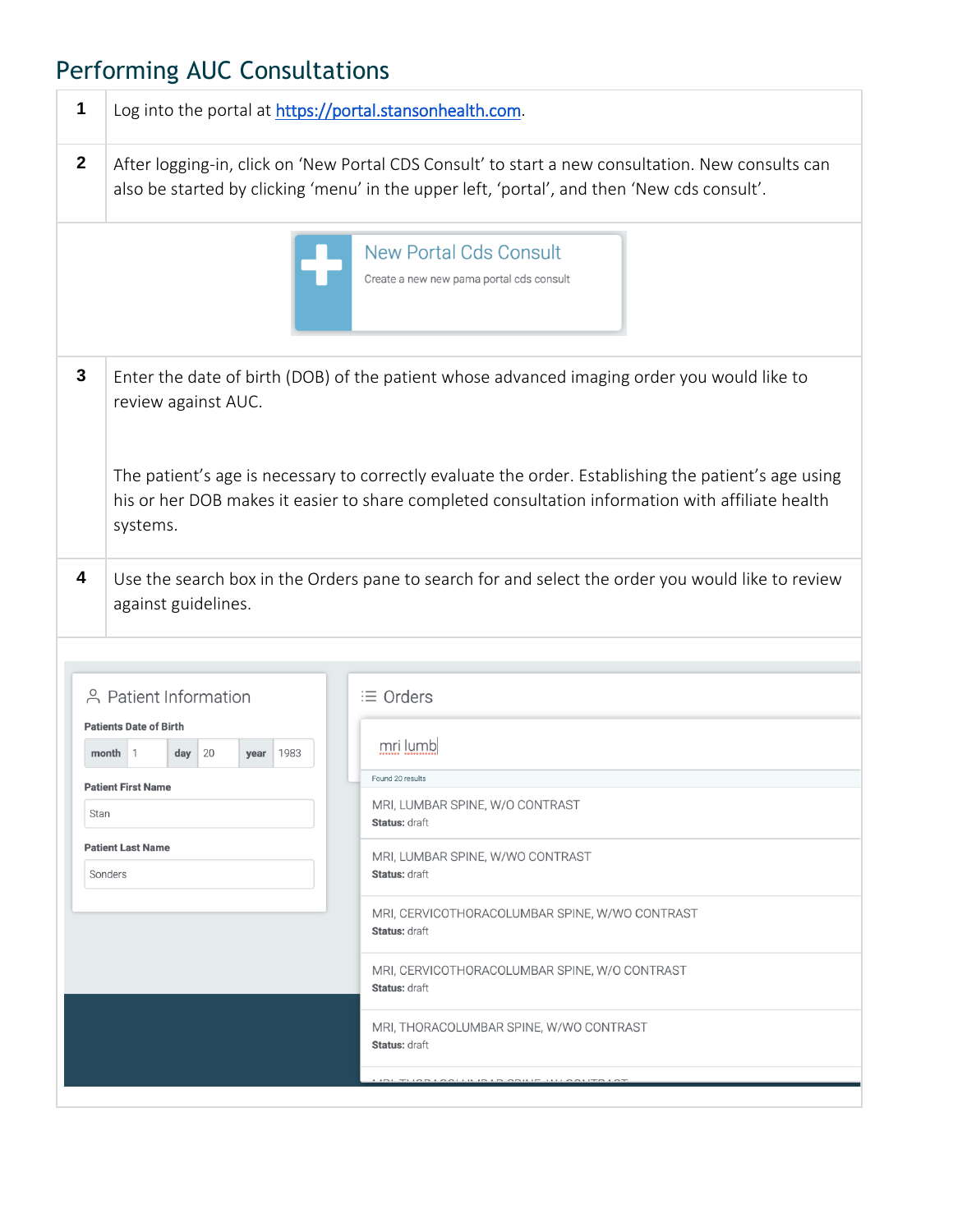# Performing AUC Consultations

| | |
|---|---|
| 1 | Log into the portal at https://portal.stansonhealth.com. |
| 2 | After logging-in, click on 'New Portal CDS Consult' to start a new consultation. New consults can also be started by clicking 'menu' in the upper left, 'portal', and then 'New cds consult'. |
| 3 | Enter the date of birth (DOB) of the patient whose advanced imaging order you would like to review against AUC.<br><br>The patient's age is necessary to correctly evaluate the order. Establishing the patient's age using his or her DOB makes it easier to share completed consultation information with affiliate health systems. |
| 4 | Use the search box in the Orders pane to search for and select the order you would like to review against guidelines. |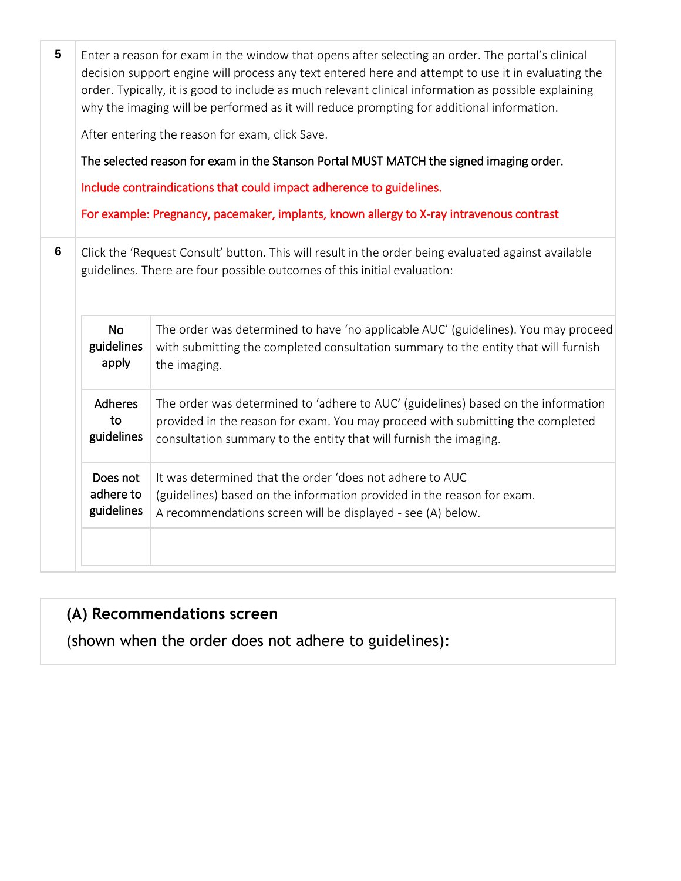| | |
|---|---|
| **5** | Enter a reason for exam in the window that opens after selecting an order. The portal's clinical decision support engine will process any text entered here and attempt to use it in evaluating the order. Typically, it is good to include as much relevant clinical information as possible explaining why the imaging will be performed as it will reduce prompting for additional information.<br><br>After entering the reason for exam, click Save.<br><br>The selected reason for exam in the Stanson Portal MUST MATCH the signed imaging order.<br><br>Include contraindications that could impact adherence to guidelines.<br><br>For example: Pregnancy, pacemaker, implants, known allergy to X-ray intravenous contrast |
| **6** | Click the 'Request Consult' button. This will result in the order being evaluated against available guidelines. There are four possible outcomes of this initial evaluation: |

| Outcome | Description |
|---|---|
| No guidelines apply | The order was determined to have 'no applicable AUC' (guidelines). You may proceed with submitting the completed consultation summary to the entity that will furnish the imaging. |
| Adheres to guidelines | The order was determined to 'adhere to AUC' (guidelines) based on the information provided in the reason for exam. You may proceed with submitting the completed consultation summary to the entity that will furnish the imaging. |
| Does not adhere to guidelines | It was determined that the order 'does not adhere to AUC (guidelines) based on the information provided in the reason for exam. A recommendations screen will be displayed - see (A) below. |
| | |

## (A) Recommendations screen

(shown when the order does not adhere to guidelines):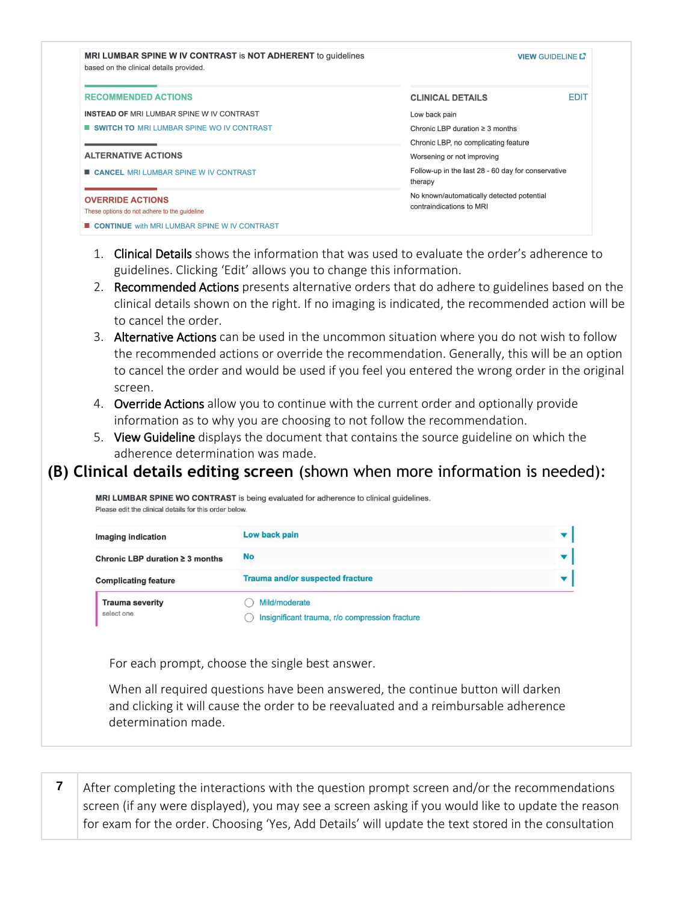**MRI LUMBAR SPINE W IV CONTRAST** is **NOT ADHERENT** to guidelines based on the clinical details provided.

**VIEW GUIDELINE**

**RECOMMENDED ACTIONS**

**INSTEAD OF** MRI LUMBAR SPINE W IV CONTRAST

- **SWITCH TO** MRI LUMBAR SPINE WO IV CONTRAST

**ALTERNATIVE ACTIONS**

- **CANCEL** MRI LUMBAR SPINE W IV CONTRAST

**OVERRIDE ACTIONS**

These options do not adhere to the guideline

- **CONTINUE** with MRI LUMBAR SPINE W IV CONTRAST

**CLINICAL DETAILS** EDIT

- Low back pain
- Chronic LBP duration ≥ 3 months
- Chronic LBP, no complicating feature
- Worsening or not improving
- Follow-up in the last 28 - 60 day for conservative therapy
- No known/automatically detected potential contraindications to MRI

1. Clinical Details shows the information that was used to evaluate the order's adherence to guidelines. Clicking 'Edit' allows you to change this information.
2. Recommended Actions presents alternative orders that do adhere to guidelines based on the clinical details shown on the right. If no imaging is indicated, the recommended action will be to cancel the order.
3. Alternative Actions can be used in the uncommon situation where you do not wish to follow the recommended actions or override the recommendation. Generally, this will be an option to cancel the order and would be used if you feel you entered the wrong order in the original screen.
4. Override Actions allow you to continue with the current order and optionally provide information as to why you are choosing to not follow the recommendation.
5. View Guideline displays the document that contains the source guideline on which the adherence determination was made.

## (B) Clinical details editing screen (shown when more information is needed):

**MRI LUMBAR SPINE WO CONTRAST** is being evaluated for adherence to clinical guidelines.
Please edit the clinical details for this order below.

| | |
|---|---|
| **Imaging indication** | Low back pain |
| **Chronic LBP duration ≥ 3 months** | No |
| **Complicating feature** | Trauma and/or suspected fracture |
| **Trauma severity** (select one) | ◯ Mild/moderate<br>◯ Insignificant trauma, r/o compression fracture |

For each prompt, choose the single best answer.

When all required questions have been answered, the continue button will darken and clicking it will cause the order to be reevaluated and a reimbursable adherence determination made.

| | |
|---|---|
| **7** | After completing the interactions with the question prompt screen and/or the recommendations screen (if any were displayed), you may see a screen asking if you would like to update the reason for exam for the order. Choosing 'Yes, Add Details' will update the text stored in the consultation |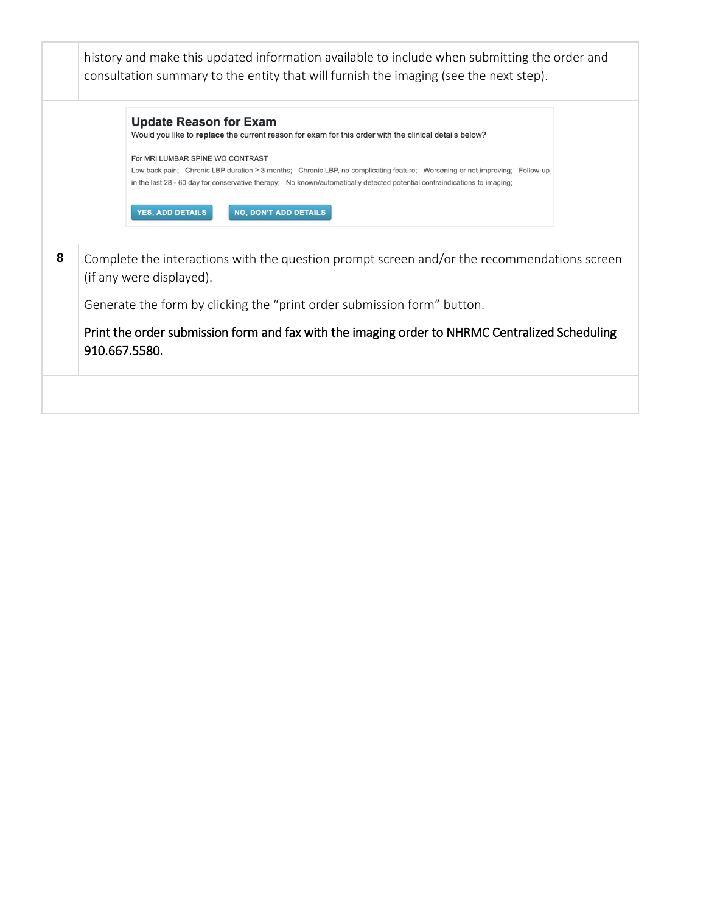| | |
|---|---|
| | history and make this updated information available to include when submitting the order and consultation summary to the entity that will furnish the imaging (see the next step). |
| | **Update Reason for Exam**<br>Would you like to **replace** the current reason for exam for this order with the clinical details below?<br><br>For MRI LUMBAR SPINE WO CONTRAST<br>Low back pain; Chronic LBP duration ≥ 3 months; Chronic LBP, no complicating feature; Worsening or not improving; Follow-up in the last 28 - 60 day for conservative therapy; No known/automatically detected potential contraindications to imaging;<br><br>YES, ADD DETAILS NO, DON'T ADD DETAILS |
| **8** | Complete the interactions with the question prompt screen and/or the recommendations screen (if any were displayed).<br><br>Generate the form by clicking the "print order submission form" button.<br><br>Print the order submission form and fax with the imaging order to NHRMC Centralized Scheduling 910.667.5580. |
| | |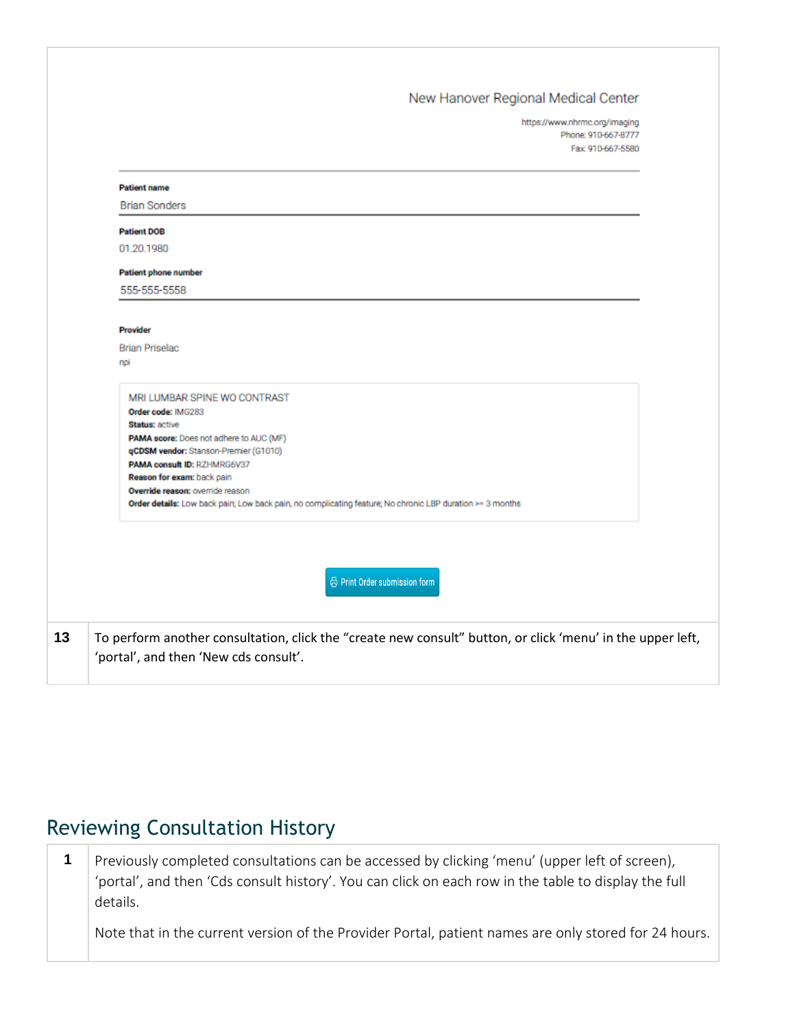New Hanover Regional Medical Center

https://www.nhrmc.org/imaging
Phone: 910-667-8777
Fax: 910-667-5580

**Patient name**
Brian Sonders

**Patient DOB**
01.20.1980

**Patient phone number**
555-555-5558

**Provider**
Brian Priselac
npi

MRI LUMBAR SPINE WO CONTRAST
**Order code:** IMG283
**Status:** active
**PAMA score:** Does not adhere to AUC (MF)
**qCDSM vendor:** Stanson-Premier (G1010)
**PAMA consult ID:** RZHMRG6V37
**Reason for exam:** back pain
**Override reason:** override reason
**Order details:** Low back pain; Low back pain, no complicating feature; No chronic LBP duration >= 3 months

Print Order submission form

| | |
|---|---|
| **13** | To perform another consultation, click the “create new consult” button, or click ‘menu’ in the upper left, ‘portal’, and then ‘New cds consult’. |

## Reviewing Consultation History

| | |
|---|---|
| **1** | Previously completed consultations can be accessed by clicking ‘menu’ (upper left of screen), ‘portal’, and then ‘Cds consult history’. You can click on each row in the table to display the full details. Note that in the current version of the Provider Portal, patient names are only stored for 24 hours. |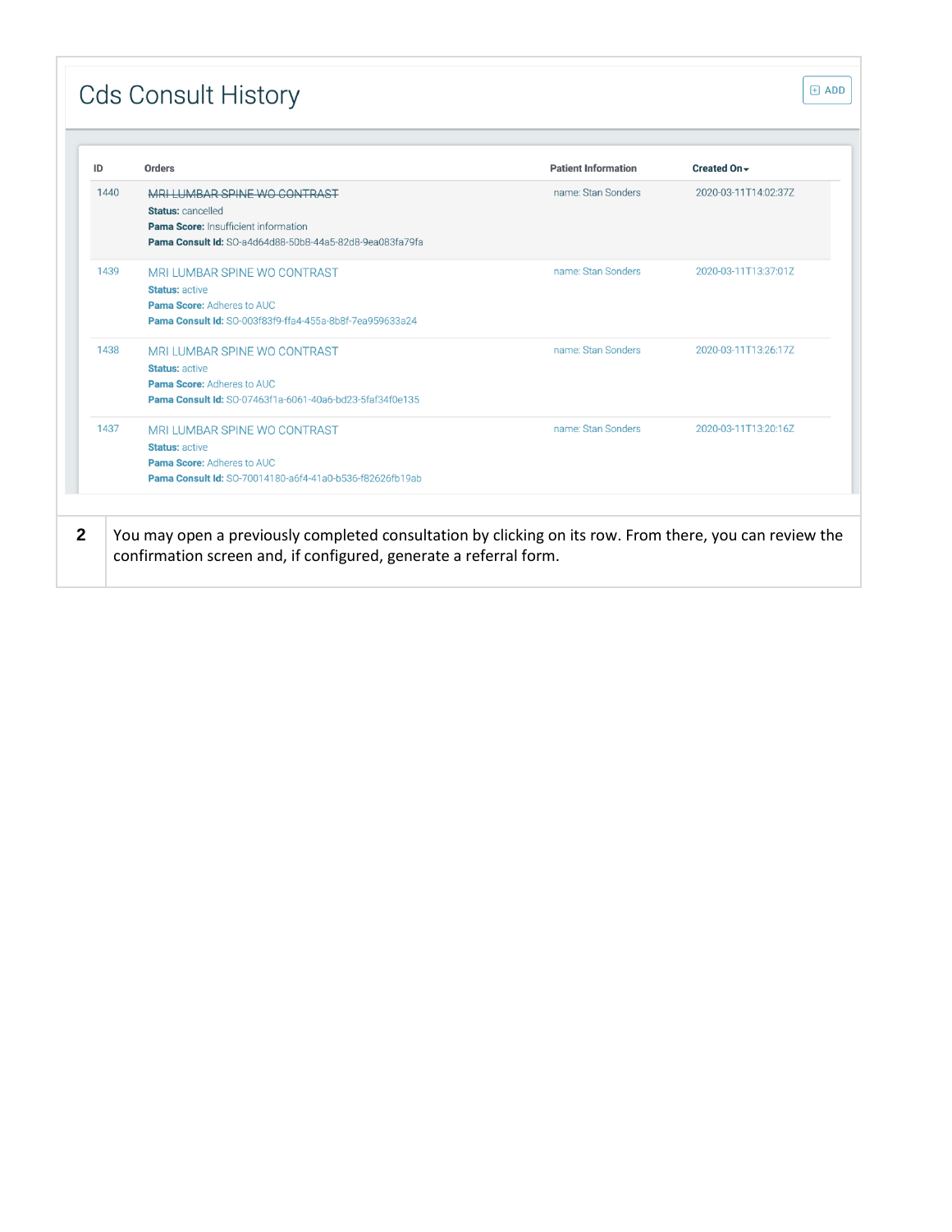# Cds Consult History

ADD

| ID | Orders | Patient Information | Created On |
|---|---|---|---|
| 1440 | ~~MRI LUMBAR SPINE WO CONTRAST~~ **Status:** cancelled **Pama Score:** Insufficient information **Pama Consult Id:** SO-a4d64d88-50b8-44a5-82d8-9ea083fa79fa | name: Stan Sonders | 2020-03-11T14:02:37Z |
| 1439 | MRI LUMBAR SPINE WO CONTRAST **Status:** active **Pama Score:** Adheres to AUC **Pama Consult Id:** SO-003f83f9-ffa4-455a-8b8f-7ea959633a24 | name: Stan Sonders | 2020-03-11T13:37:01Z |
| 1438 | MRI LUMBAR SPINE WO CONTRAST **Status:** active **Pama Score:** Adheres to AUC **Pama Consult Id:** SO-07463f1a-6061-40a6-bd23-5faf34f0e135 | name: Stan Sonders | 2020-03-11T13:26:17Z |
| 1437 | MRI LUMBAR SPINE WO CONTRAST **Status:** active **Pama Score:** Adheres to AUC **Pama Consult Id:** SO-70014180-a6f4-41a0-b536-f82626fb19ab | name: Stan Sonders | 2020-03-11T13:20:16Z |

| | |
|---|---|
| **2** | You may open a previously completed consultation by clicking on its row. From there, you can review the confirmation screen and, if configured, generate a referral form. |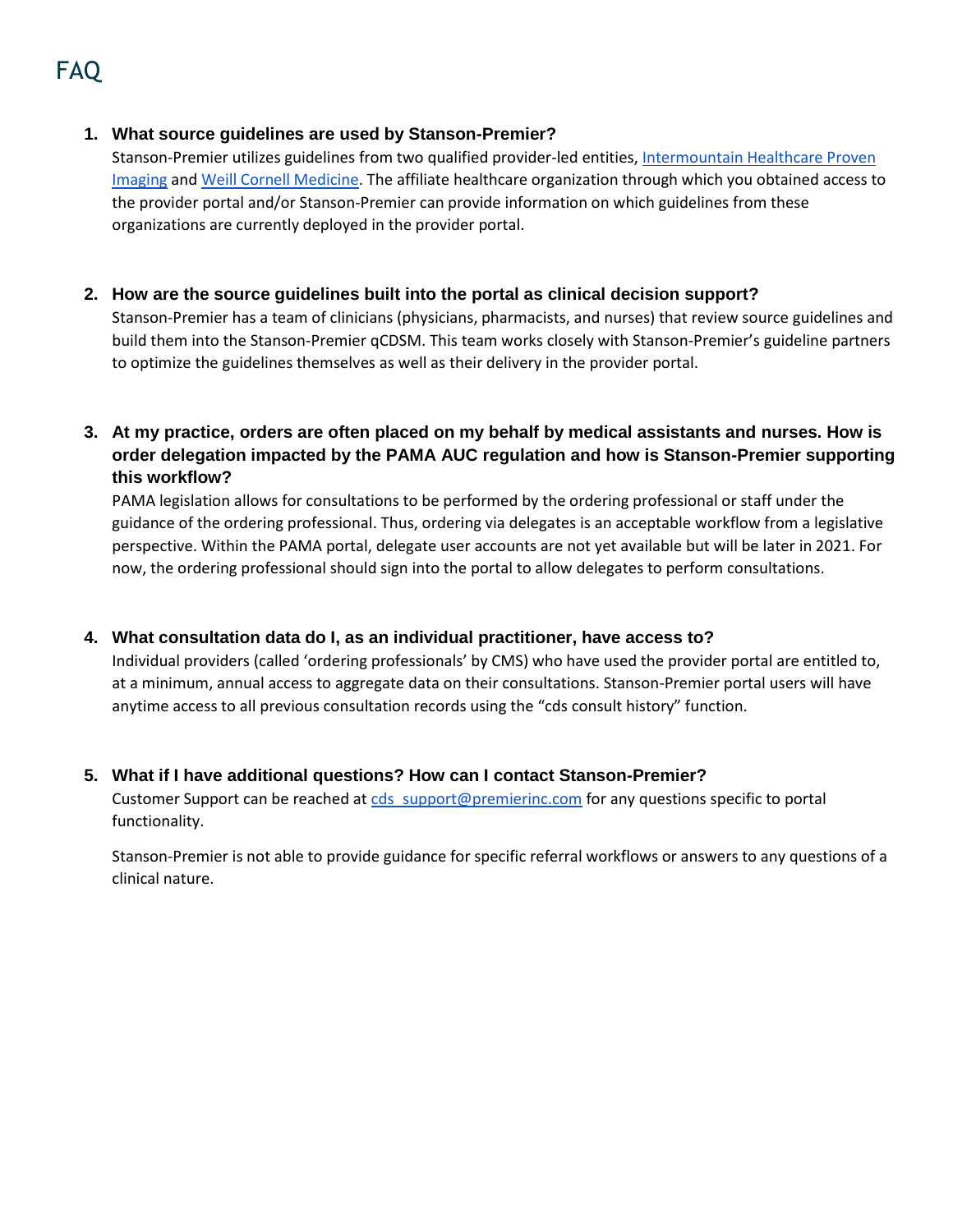# FAQ

1. **What source guidelines are used by Stanson-Premier?**

   Stanson-Premier utilizes guidelines from two qualified provider-led entities, [Intermountain Healthcare Proven Imaging]() and [Weill Cornell Medicine](). The affiliate healthcare organization through which you obtained access to the provider portal and/or Stanson-Premier can provide information on which guidelines from these organizations are currently deployed in the provider portal.

2. **How are the source guidelines built into the portal as clinical decision support?**

   Stanson-Premier has a team of clinicians (physicians, pharmacists, and nurses) that review source guidelines and build them into the Stanson-Premier qCDSM. This team works closely with Stanson-Premier's guideline partners to optimize the guidelines themselves as well as their delivery in the provider portal.

3. **At my practice, orders are often placed on my behalf by medical assistants and nurses. How is order delegation impacted by the PAMA AUC regulation and how is Stanson-Premier supporting this workflow?**

   PAMA legislation allows for consultations to be performed by the ordering professional or staff under the guidance of the ordering professional. Thus, ordering via delegates is an acceptable workflow from a legislative perspective. Within the PAMA portal, delegate user accounts are not yet available but will be later in 2021. For now, the ordering professional should sign into the portal to allow delegates to perform consultations.

4. **What consultation data do I, as an individual practitioner, have access to?**

   Individual providers (called 'ordering professionals' by CMS) who have used the provider portal are entitled to, at a minimum, annual access to aggregate data on their consultations. Stanson-Premier portal users will have anytime access to all previous consultation records using the "cds consult history" function.

5. **What if I have additional questions? How can I contact Stanson-Premier?**

   Customer Support can be reached at [cds_support@premierinc.com](mailto:cds_support@premierinc.com) for any questions specific to portal functionality.

   Stanson-Premier is not able to provide guidance for specific referral workflows or answers to any questions of a clinical nature.